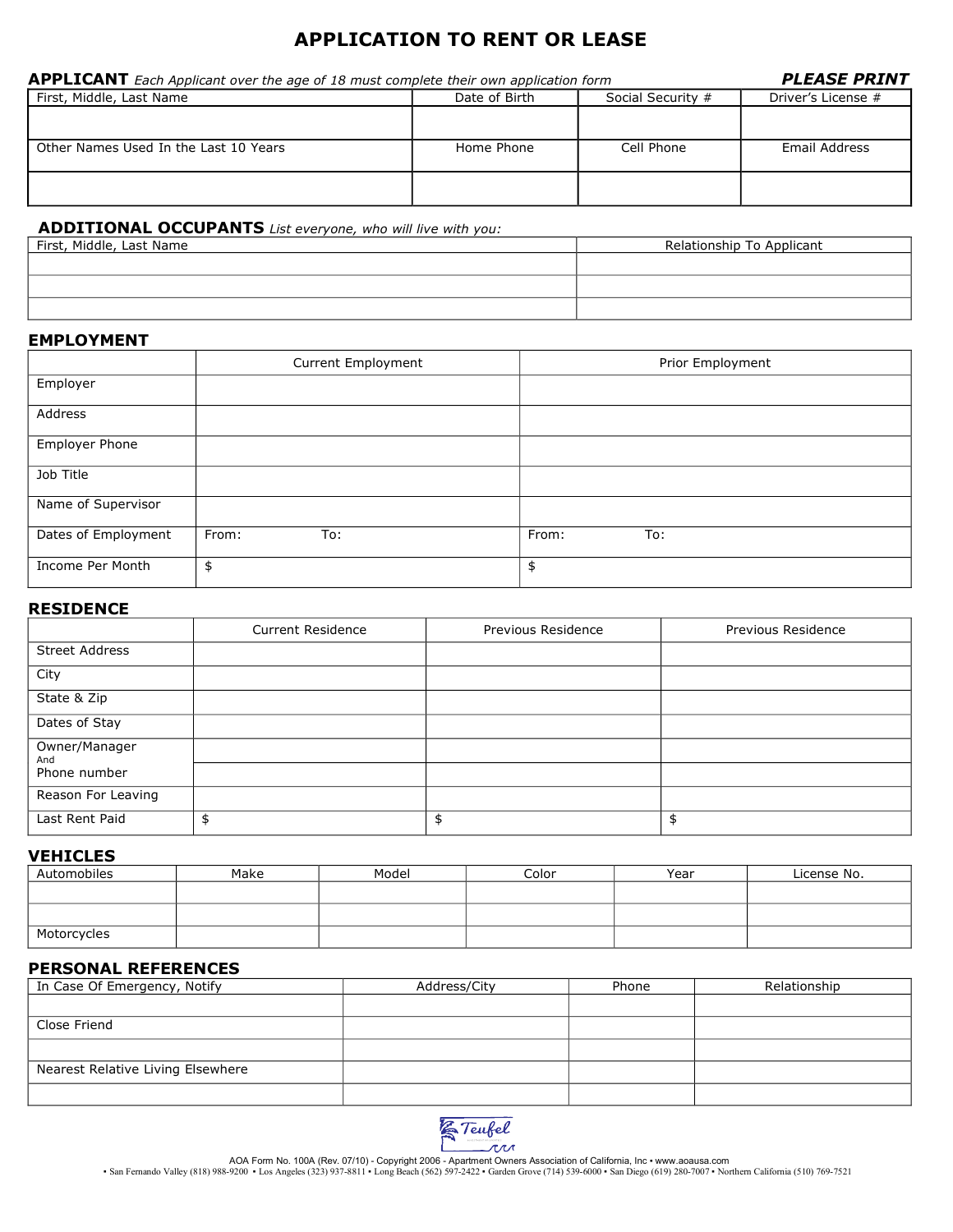# APPLICATION TO RENT OR LEASE

**APPLICANT** *Each Applicant over the age of 18 must complete their own application form* ***PLEASE PRINT***

| First, Middle, Last Name | Date of Birth | Social Security # | Driver's License # |
|---|---|---|---|
| | | | |
| **Other Names Used In the Last 10 Years** | **Home Phone** | **Cell Phone** | **Email Address** |
| | | | |

**ADDITIONAL OCCUPANTS** *List everyone, who will live with you:*

| First, Middle, Last Name | Relationship To Applicant |
|---|---|
| | |
| | |
| | |

## EMPLOYMENT

| | Current Employment | Prior Employment |
|---|---|---|
| Employer | | |
| Address | | |
| Employer Phone | | |
| Job Title | | |
| Name of Supervisor | | |
| Dates of Employment | From: To: | From: To: |
| Income Per Month | $ | $ |

## RESIDENCE

| | Current Residence | Previous Residence | Previous Residence |
|---|---|---|---|
| Street Address | | | |
| City | | | |
| State & Zip | | | |
| Dates of Stay | | | |
| Owner/Manager And Phone number | | | |
| | | | |
| Reason For Leaving | | | |
| Last Rent Paid | $ | $ | $ |

## VEHICLES

| Automobiles | Make | Model | Color | Year | License No. |
|---|---|---|---|---|---|
| | | | | | |
| | | | | | |
| Motorcycles | | | | | |

## PERSONAL REFERENCES

| In Case Of Emergency, Notify | Address/City | Phone | Relationship |
|---|---|---|---|
| | | | |
| Close Friend | | | |
| | | | |
| Nearest Relative Living Elsewhere | | | |
| | | | |

Teufel

AOA Form No. 100A (Rev. 07/10) - Copyright 2006 - Apartment Owners Association of California, Inc • www.aoausa.com
• San Fernando Valley (818) 988-9200 • Los Angeles (323) 937-8811 • Long Beach (562) 597-2422 • Garden Grove (714) 539-6000 • San Diego (619) 280-7007 • Northern California (510) 769-7521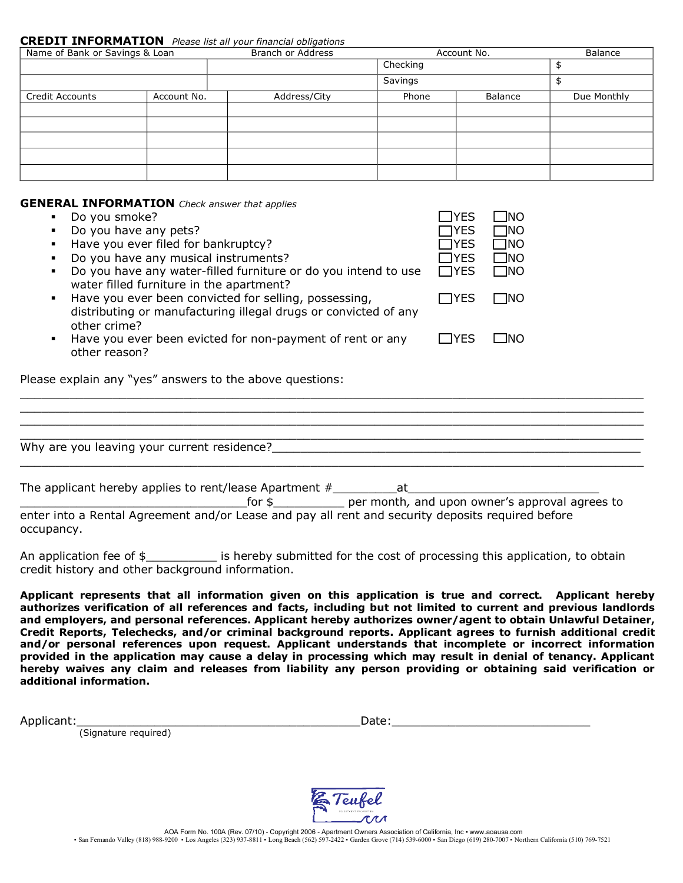**CREDIT INFORMATION** *Please list all your financial obligations*

| Name of Bank or Savings & Loan | Branch or Address | Account No. | Balance |
|---|---|---|---|
| | | Checking | $ |
| | | Savings | $ |

| Credit Accounts | Account No. | Address/City | Phone | Balance | Due Monthly |
|---|---|---|---|---|---|
| | | | | | |
| | | | | | |
| | | | | | |
| | | | | | |
| | | | | | |

**GENERAL INFORMATION** *Check answer that applies*

- Do you smoke? ☐YES ☐NO
- Do you have any pets? ☐YES ☐NO
- Have you ever filed for bankruptcy? ☐YES ☐NO
- Do you have any musical instruments? ☐YES ☐NO
- Do you have any water-filled furniture or do you intend to use water filled furniture in the apartment? ☐YES ☐NO
- Have you ever been convicted for selling, possessing, distributing or manufacturing illegal drugs or convicted of any other crime? ☐YES ☐NO
- Have you ever been evicted for non-payment of rent or any other reason? ☐YES ☐NO

Please explain any "yes" answers to the above questions:

________________________________________________________________________________
________________________________________________________________________________
________________________________________________________________________________
________________________________________________________________________________

Why are you leaving your current residence?_________________________________________________
________________________________________________________________________________

The applicant hereby applies to rent/lease Apartment #_________at___________________________ ________________________________for $__________ per month, and upon owner's approval agrees to enter into a Rental Agreement and/or Lease and pay all rent and security deposits required before occupancy.

An application fee of $__________ is hereby submitted for the cost of processing this application, to obtain credit history and other background information.

**Applicant represents that all information given on this application is true and correct. Applicant hereby authorizes verification of all references and facts, including but not limited to current and previous landlords and employers, and personal references. Applicant hereby authorizes owner/agent to obtain Unlawful Detainer, Credit Reports, Telechecks, and/or criminal background reports. Applicant agrees to furnish additional credit and/or personal references upon request. Applicant understands that incomplete or incorrect information provided in the application may cause a delay in processing which may result in denial of tenancy. Applicant hereby waives any claim and releases from liability any person providing or obtaining said verification or additional information.**

Applicant:________________________________________Date:____________________________
(Signature required)

Teufel

AOA Form No. 100A (Rev. 07/10) - Copyright 2006 - Apartment Owners Association of California, Inc • www.aoausa.com
• San Fernando Valley (818) 988-9200 • Los Angeles (323) 937-8811 • Long Beach (562) 597-2422 • Garden Grove (714) 539-6000 • San Diego (619) 280-7007 • Northern California (510) 769-7521